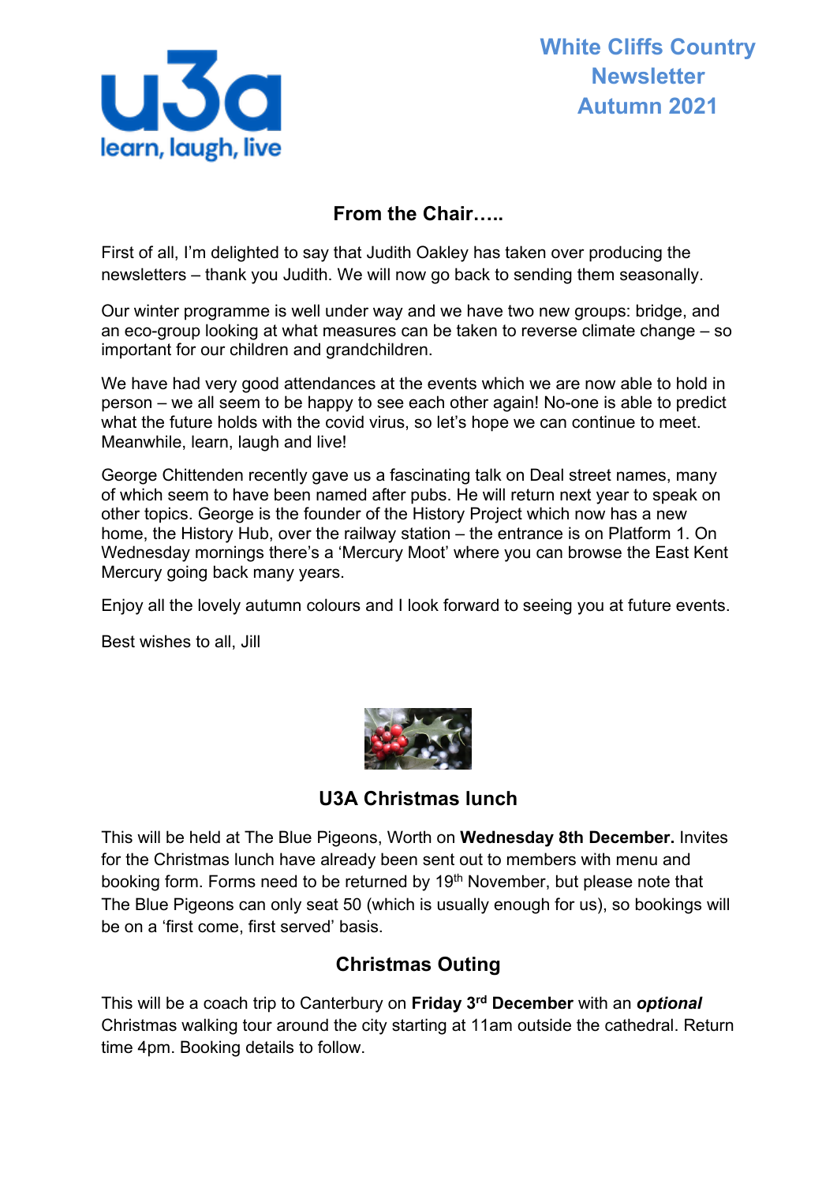# White Cliffs Country Newsletter Autumn 2021

## From the Chair…..

First of all, I'm delighted to say that Judith Oakley has taken over producing the newsletters – thank you Judith. We will now go back to sending them seasonally.

Our winter programme is well under way and we have two new groups: bridge, and an eco-group looking at what measures can be taken to reverse climate change – so important for our children and grandchildren.

We have had very good attendances at the events which we are now able to hold in person – we all seem to be happy to see each other again! No-one is able to predict what the future holds with the covid virus, so let's hope we can continue to meet. Meanwhile, learn, laugh and live!

George Chittenden recently gave us a fascinating talk on Deal street names, many of which seem to have been named after pubs. He will return next year to speak on other topics. George is the founder of the History Project which now has a new home, the History Hub, over the railway station – the entrance is on Platform 1. On Wednesday mornings there's a 'Mercury Moot' where you can browse the East Kent Mercury going back many years.

Enjoy all the lovely autumn colours and I look forward to seeing you at future events.

Best wishes to all, Jill

## U3A Christmas lunch

This will be held at The Blue Pigeons, Worth on **Wednesday 8th December.** Invites for the Christmas lunch have already been sent out to members with menu and booking form. Forms need to be returned by 19th November, but please note that The Blue Pigeons can only seat 50 (which is usually enough for us), so bookings will be on a 'first come, first served' basis.

## Christmas Outing

This will be a coach trip to Canterbury on **Friday 3rd December** with an ***optional*** Christmas walking tour around the city starting at 11am outside the cathedral. Return time 4pm. Booking details to follow.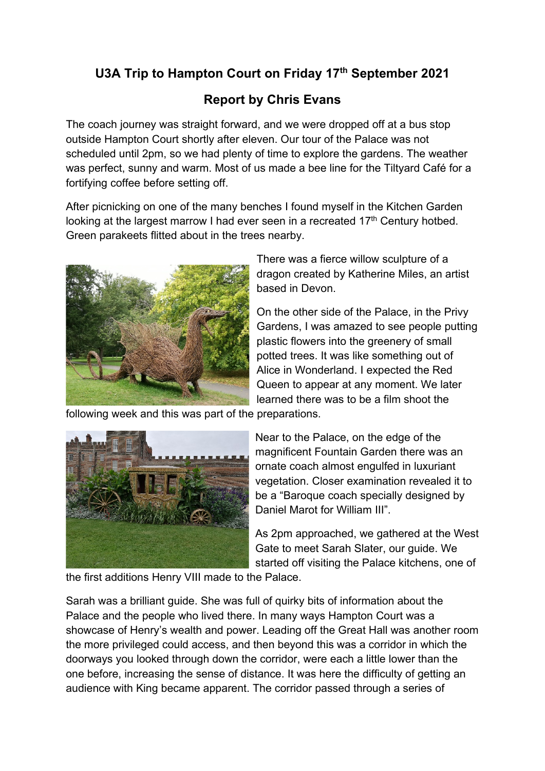# U3A Trip to Hampton Court on Friday 17th September 2021

## Report by Chris Evans

The coach journey was straight forward, and we were dropped off at a bus stop outside Hampton Court shortly after eleven. Our tour of the Palace was not scheduled until 2pm, so we had plenty of time to explore the gardens. The weather was perfect, sunny and warm. Most of us made a bee line for the Tiltyard Café for a fortifying coffee before setting off.

After picnicking on one of the many benches I found myself in the Kitchen Garden looking at the largest marrow I had ever seen in a recreated 17th Century hotbed. Green parakeets flitted about in the trees nearby.

There was a fierce willow sculpture of a dragon created by Katherine Miles, an artist based in Devon.

On the other side of the Palace, in the Privy Gardens, I was amazed to see people putting plastic flowers into the greenery of small potted trees. It was like something out of Alice in Wonderland. I expected the Red Queen to appear at any moment. We later learned there was to be a film shoot the following week and this was part of the preparations.

Near to the Palace, on the edge of the magnificent Fountain Garden there was an ornate coach almost engulfed in luxuriant vegetation. Closer examination revealed it to be a "Baroque coach specially designed by Daniel Marot for William III".

As 2pm approached, we gathered at the West Gate to meet Sarah Slater, our guide. We started off visiting the Palace kitchens, one of the first additions Henry VIII made to the Palace.

Sarah was a brilliant guide. She was full of quirky bits of information about the Palace and the people who lived there. In many ways Hampton Court was a showcase of Henry's wealth and power. Leading off the Great Hall was another room the more privileged could access, and then beyond this was a corridor in which the doorways you looked through down the corridor, were each a little lower than the one before, increasing the sense of distance. It was here the difficulty of getting an audience with King became apparent. The corridor passed through a series of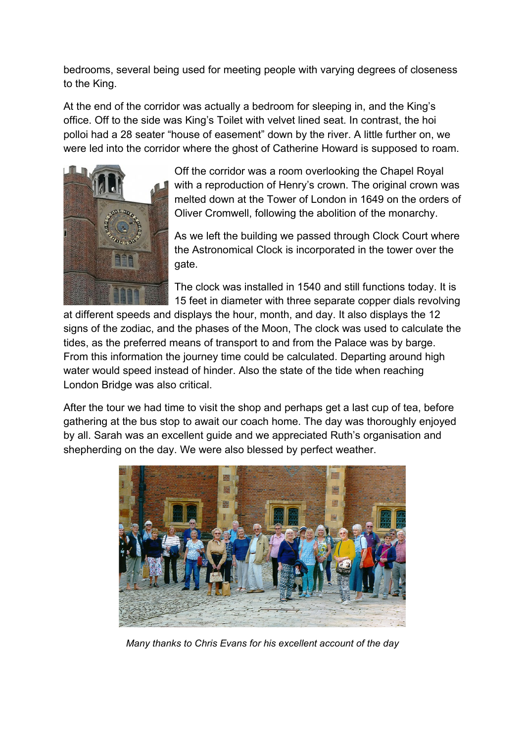bedrooms, several being used for meeting people with varying degrees of closeness to the King.

At the end of the corridor was actually a bedroom for sleeping in, and the King's office. Off to the side was King's Toilet with velvet lined seat. In contrast, the hoi polloi had a 28 seater "house of easement" down by the river. A little further on, we were led into the corridor where the ghost of Catherine Howard is supposed to roam.

Off the corridor was a room overlooking the Chapel Royal with a reproduction of Henry's crown. The original crown was melted down at the Tower of London in 1649 on the orders of Oliver Cromwell, following the abolition of the monarchy.

As we left the building we passed through Clock Court where the Astronomical Clock is incorporated in the tower over the gate.

The clock was installed in 1540 and still functions today. It is 15 feet in diameter with three separate copper dials revolving at different speeds and displays the hour, month, and day. It also displays the 12 signs of the zodiac, and the phases of the Moon, The clock was used to calculate the tides, as the preferred means of transport to and from the Palace was by barge. From this information the journey time could be calculated. Departing around high water would speed instead of hinder. Also the state of the tide when reaching London Bridge was also critical.

After the tour we had time to visit the shop and perhaps get a last cup of tea, before gathering at the bus stop to await our coach home. The day was thoroughly enjoyed by all. Sarah was an excellent guide and we appreciated Ruth's organisation and shepherding on the day. We were also blessed by perfect weather.

*Many thanks to Chris Evans for his excellent account of the day*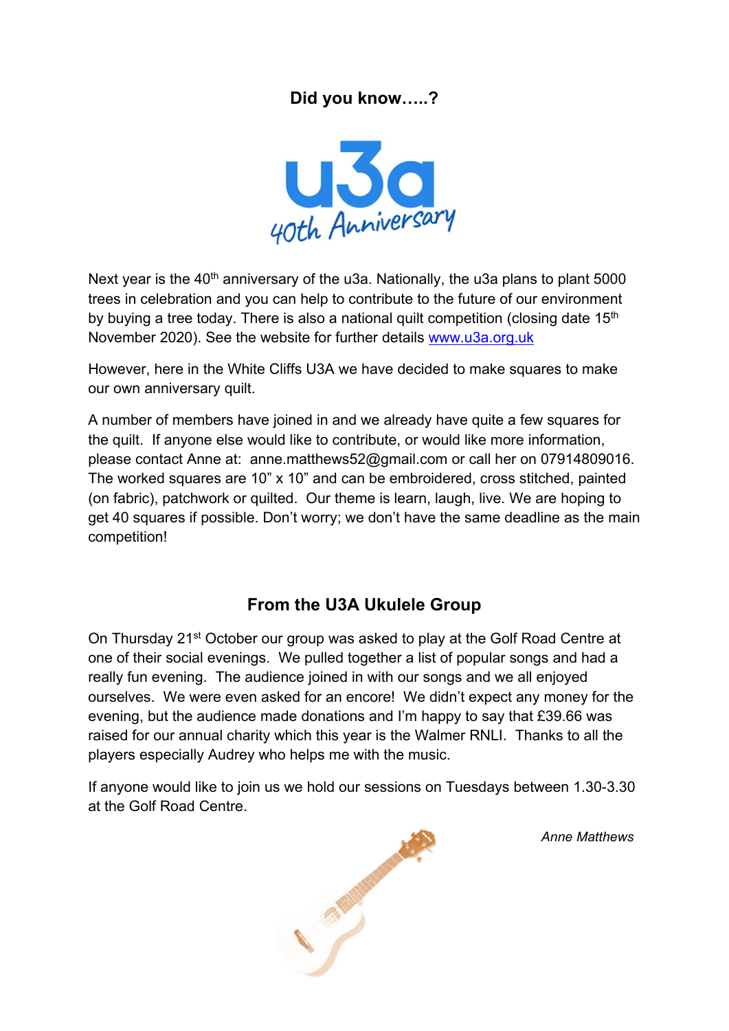## Did you know…..?

Next year is the 40th anniversary of the u3a. Nationally, the u3a plans to plant 5000 trees in celebration and you can help to contribute to the future of our environment by buying a tree today. There is also a national quilt competition (closing date 15th November 2020). See the website for further details [www.u3a.org.uk](http://www.u3a.org.uk)

However, here in the White Cliffs U3A we have decided to make squares to make our own anniversary quilt.

A number of members have joined in and we already have quite a few squares for the quilt. If anyone else would like to contribute, or would like more information, please contact Anne at: anne.matthews52@gmail.com or call her on 07914809016. The worked squares are 10" x 10" and can be embroidered, cross stitched, painted (on fabric), patchwork or quilted. Our theme is learn, laugh, live. We are hoping to get 40 squares if possible. Don't worry; we don't have the same deadline as the main competition!

## From the U3A Ukulele Group

On Thursday 21st October our group was asked to play at the Golf Road Centre at one of their social evenings. We pulled together a list of popular songs and had a really fun evening. The audience joined in with our songs and we all enjoyed ourselves. We were even asked for an encore! We didn't expect any money for the evening, but the audience made donations and I'm happy to say that £39.66 was raised for our annual charity which this year is the Walmer RNLI. Thanks to all the players especially Audrey who helps me with the music.

If anyone would like to join us we hold our sessions on Tuesdays between 1.30-3.30 at the Golf Road Centre.

*Anne Matthews*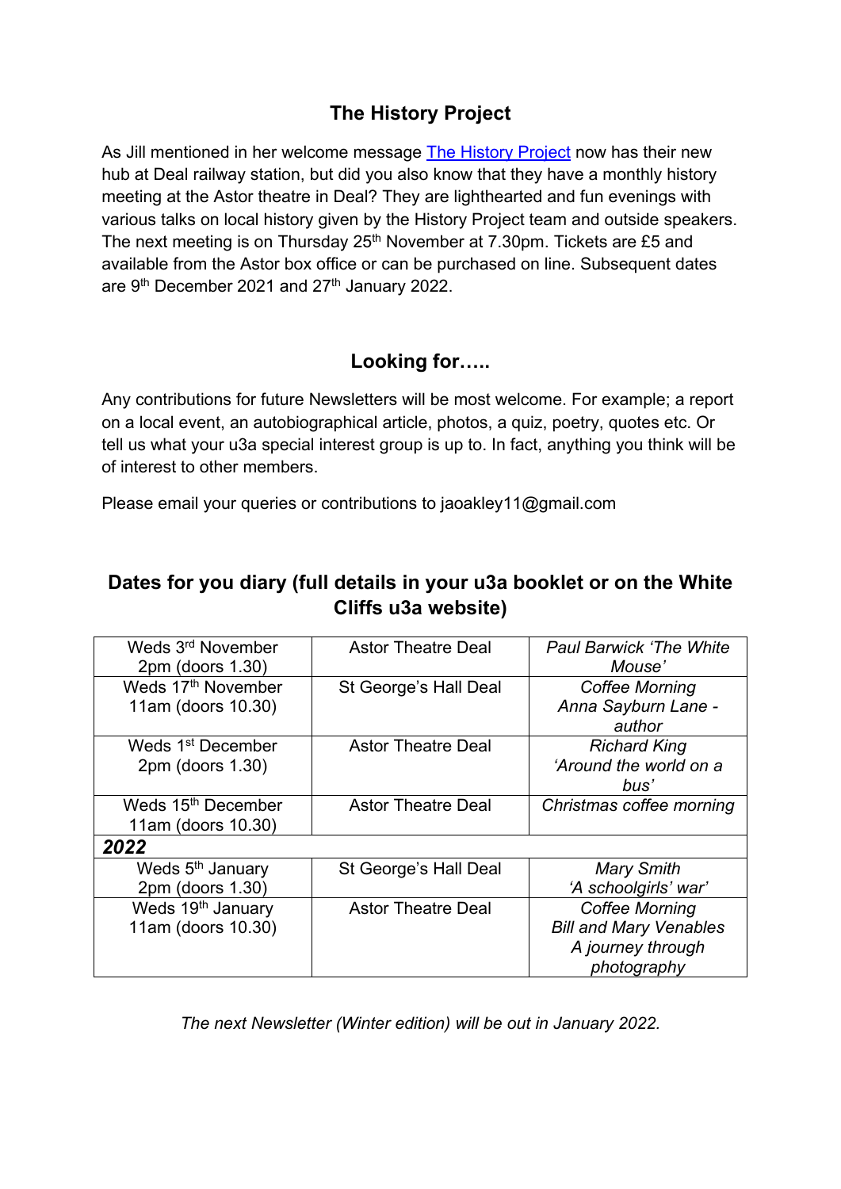## The History Project

As Jill mentioned in her welcome message [The History Project](#) now has their new hub at Deal railway station, but did you also know that they have a monthly history meeting at the Astor theatre in Deal? They are lighthearted and fun evenings with various talks on local history given by the History Project team and outside speakers. The next meeting is on Thursday 25th November at 7.30pm. Tickets are £5 and available from the Astor box office or can be purchased on line. Subsequent dates are 9th December 2021 and 27th January 2022.

## Looking for…..

Any contributions for future Newsletters will be most welcome. For example; a report on a local event, an autobiographical article, photos, a quiz, poetry, quotes etc. Or tell us what your u3a special interest group is up to. In fact, anything you think will be of interest to other members.

Please email your queries or contributions to jaoakley11@gmail.com

## Dates for you diary (full details in your u3a booklet or on the White Cliffs u3a website)

| | | |
|---|---|---|
| Weds 3rd November 2pm (doors 1.30) | Astor Theatre Deal | *Paul Barwick 'The White Mouse'* |
| Weds 17th November 11am (doors 10.30) | St George's Hall Deal | *Coffee Morning Anna Sayburn Lane - author* |
| Weds 1st December 2pm (doors 1.30) | Astor Theatre Deal | *Richard King 'Around the world on a bus'* |
| Weds 15th December 11am (doors 10.30) | Astor Theatre Deal | *Christmas coffee morning* |
| ***2022*** | | |
| Weds 5th January 2pm (doors 1.30) | St George's Hall Deal | *Mary Smith 'A schoolgirls' war'* |
| Weds 19th January 11am (doors 10.30) | Astor Theatre Deal | *Coffee Morning Bill and Mary Venables A journey through photography* |

*The next Newsletter (Winter edition) will be out in January 2022.*